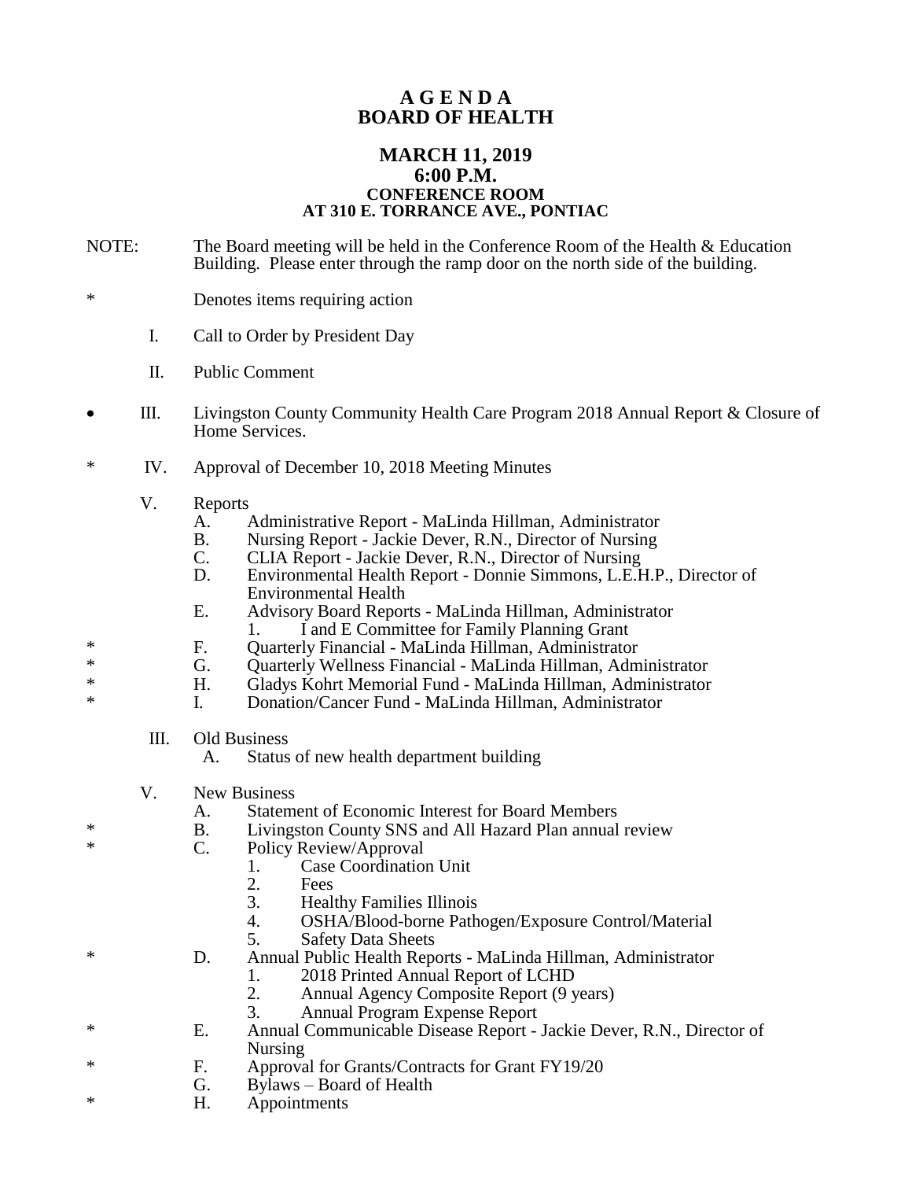# A G E N D A
# BOARD OF HEALTH

## MARCH 11, 2019
## 6:00 P.M.
### CONFERENCE ROOM
### AT 310 E. TORRANCE AVE., PONTIAC

NOTE: The Board meeting will be held in the Conference Room of the Health & Education Building. Please enter through the ramp door on the north side of the building.

\* Denotes items requiring action

I. Call to Order by President Day

II. Public Comment

• III. Livingston County Community Health Care Program 2018 Annual Report & Closure of Home Services.

\* IV. Approval of December 10, 2018 Meeting Minutes

V. Reports
- A. Administrative Report - MaLinda Hillman, Administrator
- B. Nursing Report - Jackie Dever, R.N., Director of Nursing
- C. CLIA Report - Jackie Dever, R.N., Director of Nursing
- D. Environmental Health Report - Donnie Simmons, L.E.H.P., Director of Environmental Health
- E. Advisory Board Reports - MaLinda Hillman, Administrator
  1. I and E Committee for Family Planning Grant
- \* F. Quarterly Financial - MaLinda Hillman, Administrator
- \* G. Quarterly Wellness Financial - MaLinda Hillman, Administrator
- \* H. Gladys Kohrt Memorial Fund - MaLinda Hillman, Administrator
- \* I. Donation/Cancer Fund - MaLinda Hillman, Administrator

III. Old Business
- A. Status of new health department building

V. New Business
- A. Statement of Economic Interest for Board Members
- \* B. Livingston County SNS and All Hazard Plan annual review
- \* C. Policy Review/Approval
  1. Case Coordination Unit
  2. Fees
  3. Healthy Families Illinois
  4. OSHA/Blood-borne Pathogen/Exposure Control/Material
  5. Safety Data Sheets
- \* D. Annual Public Health Reports - MaLinda Hillman, Administrator
  1. 2018 Printed Annual Report of LCHD
  2. Annual Agency Composite Report (9 years)
  3. Annual Program Expense Report
- \* E. Annual Communicable Disease Report - Jackie Dever, R.N., Director of Nursing
- \* F. Approval for Grants/Contracts for Grant FY19/20
- G. Bylaws – Board of Health
- \* H. Appointments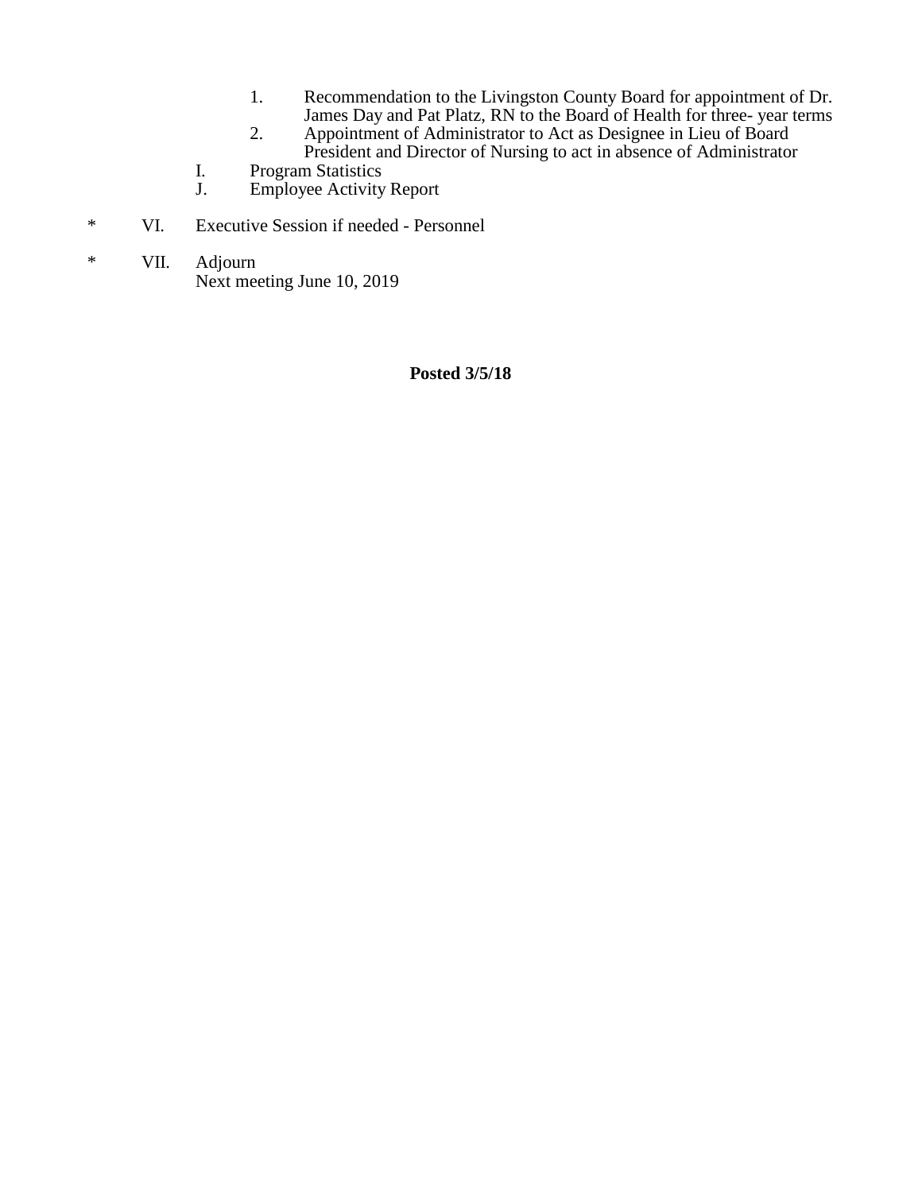1. Recommendation to the Livingston County Board for appointment of Dr. James Day and Pat Platz, RN to the Board of Health for three- year terms
2. Appointment of Administrator to Act as Designee in Lieu of Board President and Director of Nursing to act in absence of Administrator

I. Program Statistics

J. Employee Activity Report

\* VI. Executive Session if needed - Personnel

\* VII. Adjourn
Next meeting June 10, 2019

**Posted 3/5/18**